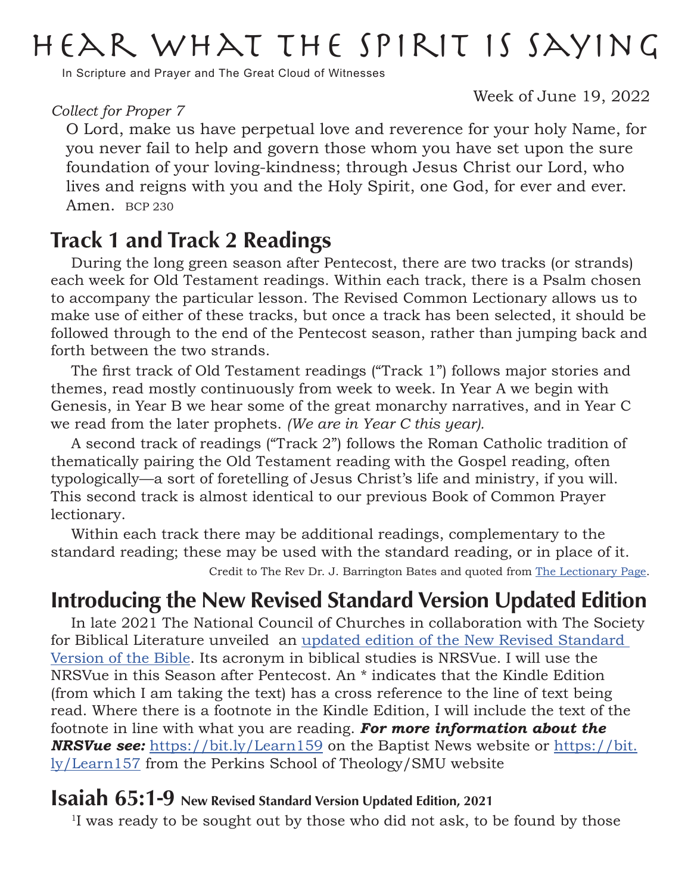# Hear What the Spirit is Saying

In Scripture and Prayer and The Great Cloud of Witnesses

Week of June 19, 2022

*Collect for Proper 7*

O Lord, make us have perpetual love and reverence for your holy Name, for you never fail to help and govern those whom you have set upon the sure foundation of your loving-kindness; through Jesus Christ our Lord, who lives and reigns with you and the Holy Spirit, one God, for ever and ever. Amen. BCP 230

## Track 1 and Track 2 Readings

During the long green season after Pentecost, there are two tracks (or strands) each week for Old Testament readings. Within each track, there is a Psalm chosen to accompany the particular lesson. The Revised Common Lectionary allows us to make use of either of these tracks, but once a track has been selected, it should be followed through to the end of the Pentecost season, rather than jumping back and forth between the two strands.

The first track of Old Testament readings ("Track 1") follows major stories and themes, read mostly continuously from week to week. In Year A we begin with Genesis, in Year B we hear some of the great monarchy narratives, and in Year C we read from the later prophets. *(We are in Year C this year).*

A second track of readings ("Track 2") follows the Roman Catholic tradition of thematically pairing the Old Testament reading with the Gospel reading, often typologically—a sort of foretelling of Jesus Christ's life and ministry, if you will. This second track is almost identical to our previous Book of Common Prayer lectionary.

Within each track there may be additional readings, complementary to the standard reading; these may be used with the standard reading, or in place of it.

Credit to The Rev Dr. J. Barrington Bates and quoted from The Lectionary Page.

## Introducing the New Revised Standard Version Updated Edition

In late 2021 The National Council of Churches in collaboration with The Society for Biblical Literature unveiled an updated edition of the New Revised Standard Version of the Bible. Its acronym in biblical studies is NRSVue. I will use the NRSVue in this Season after Pentecost. An * indicates that the Kindle Edition (from which I am taking the text) has a cross reference to the line of text being read. Where there is a footnote in the Kindle Edition, I will include the text of the footnote in line with what you are reading. ***For more information about the NRSVue see:*** https://bit.ly/Learn159 on the Baptist News website or https://bit.ly/Learn157 from the Perkins School of Theology/SMU website

## Isaiah 65:1-9 New Revised Standard Version Updated Edition, 2021

[1]I was ready to be sought out by those who did not ask, to be found by those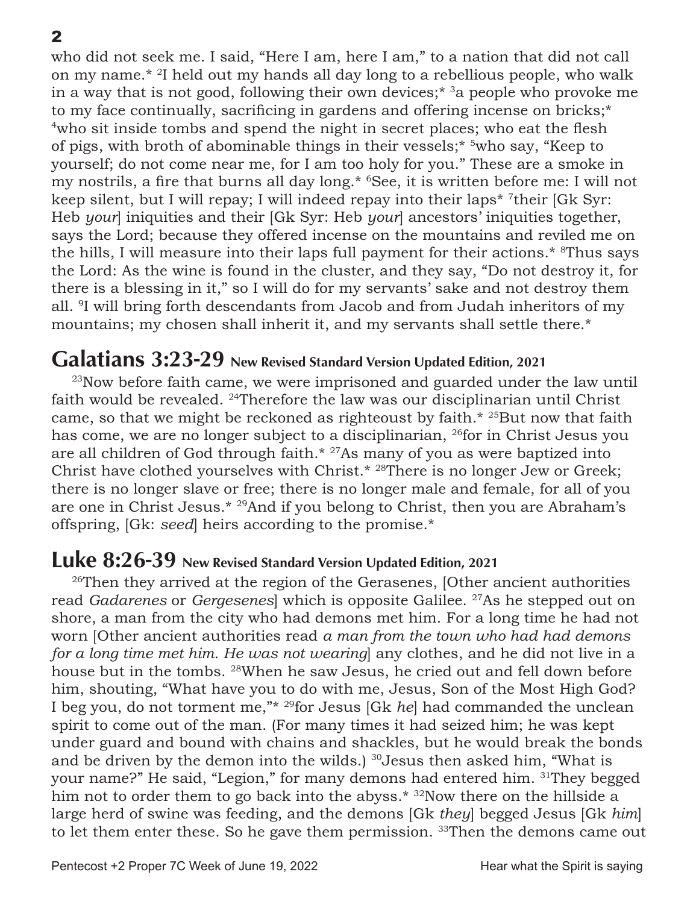who did not seek me. I said, "Here I am, here I am," to a nation that did not call on my name.* [2]I held out my hands all day long to a rebellious people, who walk in a way that is not good, following their own devices;* [3]a people who provoke me to my face continually, sacrificing in gardens and offering incense on bricks;* [4]who sit inside tombs and spend the night in secret places; who eat the flesh of pigs, with broth of abominable things in their vessels;* [5]who say, "Keep to yourself; do not come near me, for I am too holy for you." These are a smoke in my nostrils, a fire that burns all day long.* [6]See, it is written before me: I will not keep silent, but I will repay; I will indeed repay into their laps* [7]their [Gk Syr: Heb *your*] iniquities and their [Gk Syr: Heb *your*] ancestors' iniquities together, says the Lord; because they offered incense on the mountains and reviled me on the hills, I will measure into their laps full payment for their actions.* [8]Thus says the Lord: As the wine is found in the cluster, and they say, "Do not destroy it, for there is a blessing in it," so I will do for my servants' sake and not destroy them all. [9]I will bring forth descendants from Jacob and from Judah inheritors of my mountains; my chosen shall inherit it, and my servants shall settle there.*

## Galatians 3:23-29 New Revised Standard Version Updated Edition, 2021

[23]Now before faith came, we were imprisoned and guarded under the law until faith would be revealed. [24]Therefore the law was our disciplinarian until Christ came, so that we might be reckoned as righteoust by faith.* [25]But now that faith has come, we are no longer subject to a disciplinarian, [26]for in Christ Jesus you are all children of God through faith.* [27]As many of you as were baptized into Christ have clothed yourselves with Christ.* [28]There is no longer Jew or Greek; there is no longer slave or free; there is no longer male and female, for all of you are one in Christ Jesus.* [29]And if you belong to Christ, then you are Abraham's offspring, [Gk: *seed*] heirs according to the promise.*

## Luke 8:26-39 New Revised Standard Version Updated Edition, 2021

[26]Then they arrived at the region of the Gerasenes, [Other ancient authorities read *Gadarenes* or *Gergesenes*] which is opposite Galilee. [27]As he stepped out on shore, a man from the city who had demons met him. For a long time he had not worn [Other ancient authorities read *a man from the town who had had demons for a long time met him. He was not wearing*] any clothes, and he did not live in a house but in the tombs. [28]When he saw Jesus, he cried out and fell down before him, shouting, "What have you to do with me, Jesus, Son of the Most High God? I beg you, do not torment me,"* [29]for Jesus [Gk *he*] had commanded the unclean spirit to come out of the man. (For many times it had seized him; he was kept under guard and bound with chains and shackles, but he would break the bonds and be driven by the demon into the wilds.) [30]Jesus then asked him, "What is your name?" He said, "Legion," for many demons had entered him. [31]They begged him not to order them to go back into the abyss.* [32]Now there on the hillside a large herd of swine was feeding, and the demons [Gk *they*] begged Jesus [Gk *him*] to let them enter these. So he gave them permission. [33]Then the demons came out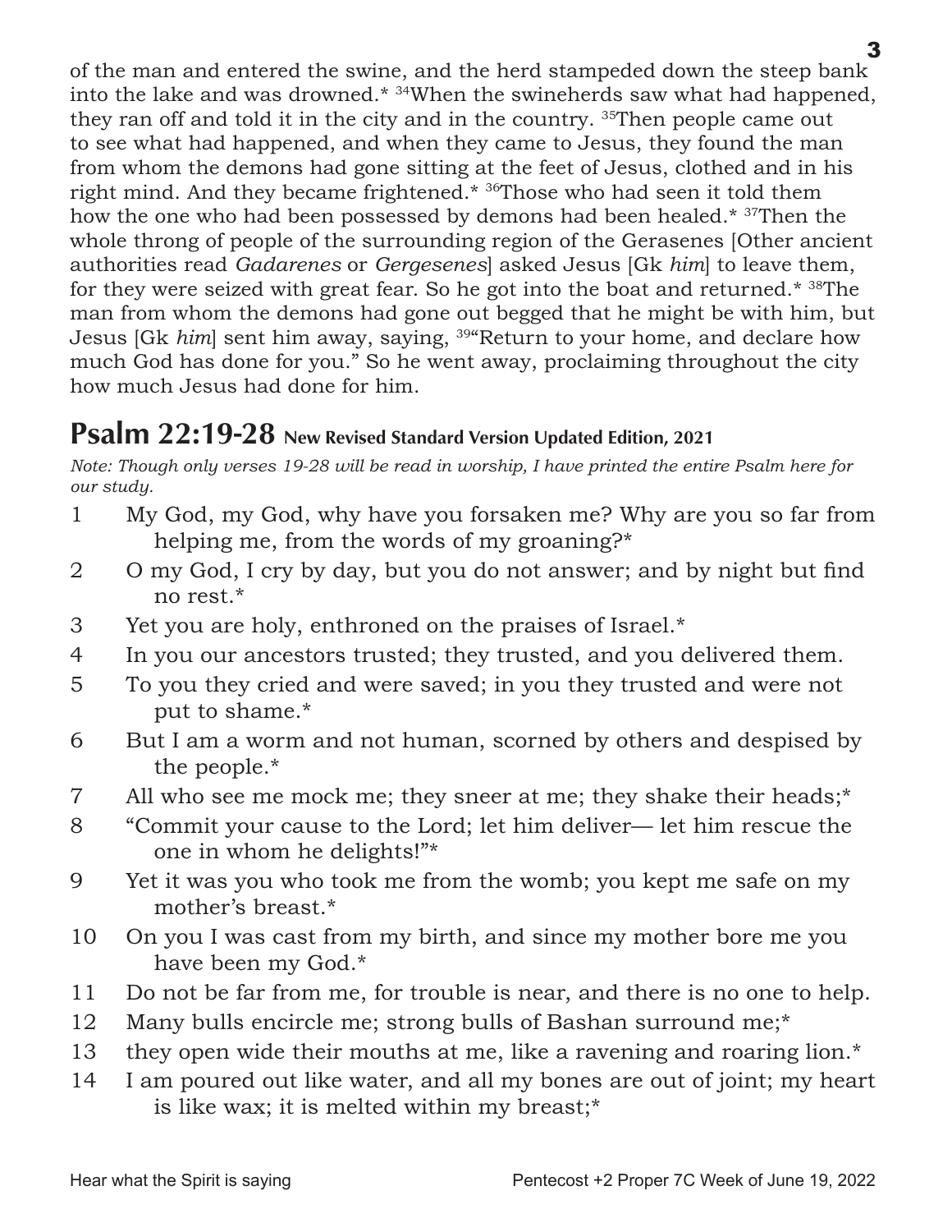of the man and entered the swine, and the herd stampeded down the steep bank into the lake and was drowned.* [34]When the swineherds saw what had happened, they ran off and told it in the city and in the country. [35]Then people came out to see what had happened, and when they came to Jesus, they found the man from whom the demons had gone sitting at the feet of Jesus, clothed and in his right mind. And they became frightened.* [36]Those who had seen it told them how the one who had been possessed by demons had been healed.* [37]Then the whole throng of people of the surrounding region of the Gerasenes [Other ancient authorities read *Gadarenes* or *Gergesenes*] asked Jesus [Gk *him*] to leave them, for they were seized with great fear. So he got into the boat and returned.* [38]The man from whom the demons had gone out begged that he might be with him, but Jesus [Gk *him*] sent him away, saying, [39]"Return to your home, and declare how much God has done for you." So he went away, proclaiming throughout the city how much Jesus had done for him.

## Psalm 22:19-28 New Revised Standard Version Updated Edition, 2021

*Note: Though only verses 19-28 will be read in worship, I have printed the entire Psalm here for our study.*

1 My God, my God, why have you forsaken me? Why are you so far from helping me, from the words of my groaning?*

2 O my God, I cry by day, but you do not answer; and by night but find no rest.*

3 Yet you are holy, enthroned on the praises of Israel.*

4 In you our ancestors trusted; they trusted, and you delivered them.

5 To you they cried and were saved; in you they trusted and were not put to shame.*

6 But I am a worm and not human, scorned by others and despised by the people.*

7 All who see me mock me; they sneer at me; they shake their heads;*

8 "Commit your cause to the Lord; let him deliver— let him rescue the one in whom he delights!"*

9 Yet it was you who took me from the womb; you kept me safe on my mother's breast.*

10 On you I was cast from my birth, and since my mother bore me you have been my God.*

11 Do not be far from me, for trouble is near, and there is no one to help.

12 Many bulls encircle me; strong bulls of Bashan surround me;*

13 they open wide their mouths at me, like a ravening and roaring lion.*

14 I am poured out like water, and all my bones are out of joint; my heart is like wax; it is melted within my breast;*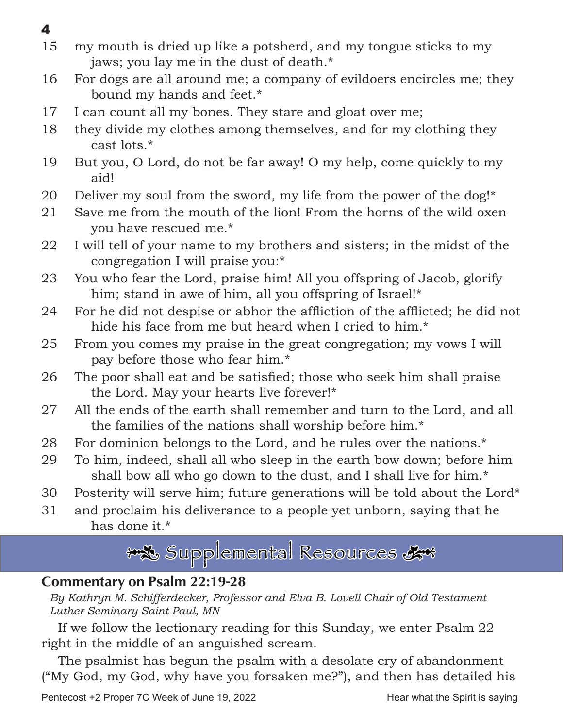15 my mouth is dried up like a potsherd, and my tongue sticks to my jaws; you lay me in the dust of death.*

16 For dogs are all around me; a company of evildoers encircles me; they bound my hands and feet.*

17 I can count all my bones. They stare and gloat over me;

18 they divide my clothes among themselves, and for my clothing they cast lots.*

19 But you, O Lord, do not be far away! O my help, come quickly to my aid!

20 Deliver my soul from the sword, my life from the power of the dog!*

21 Save me from the mouth of the lion! From the horns of the wild oxen you have rescued me.*

22 I will tell of your name to my brothers and sisters; in the midst of the congregation I will praise you:*

23 You who fear the Lord, praise him! All you offspring of Jacob, glorify him; stand in awe of him, all you offspring of Israel!*

24 For he did not despise or abhor the affliction of the afflicted; he did not hide his face from me but heard when I cried to him.*

25 From you comes my praise in the great congregation; my vows I will pay before those who fear him.*

26 The poor shall eat and be satisfied; those who seek him shall praise the Lord. May your hearts live forever!*

27 All the ends of the earth shall remember and turn to the Lord, and all the families of the nations shall worship before him.*

28 For dominion belongs to the Lord, and he rules over the nations.*

29 To him, indeed, shall all who sleep in the earth bow down; before him shall bow all who go down to the dust, and I shall live for him.*

30 Posterity will serve him; future generations will be told about the Lord*

31 and proclaim his deliverance to a people yet unborn, saying that he has done it.*

## Supplemental Resources

### Commentary on Psalm 22:19-28

*By Kathryn M. Schifferdecker, Professor and Elva B. Lovell Chair of Old Testament Luther Seminary Saint Paul, MN*

If we follow the lectionary reading for this Sunday, we enter Psalm 22 right in the middle of an anguished scream.

The psalmist has begun the psalm with a desolate cry of abandonment ("My God, my God, why have you forsaken me?"), and then has detailed his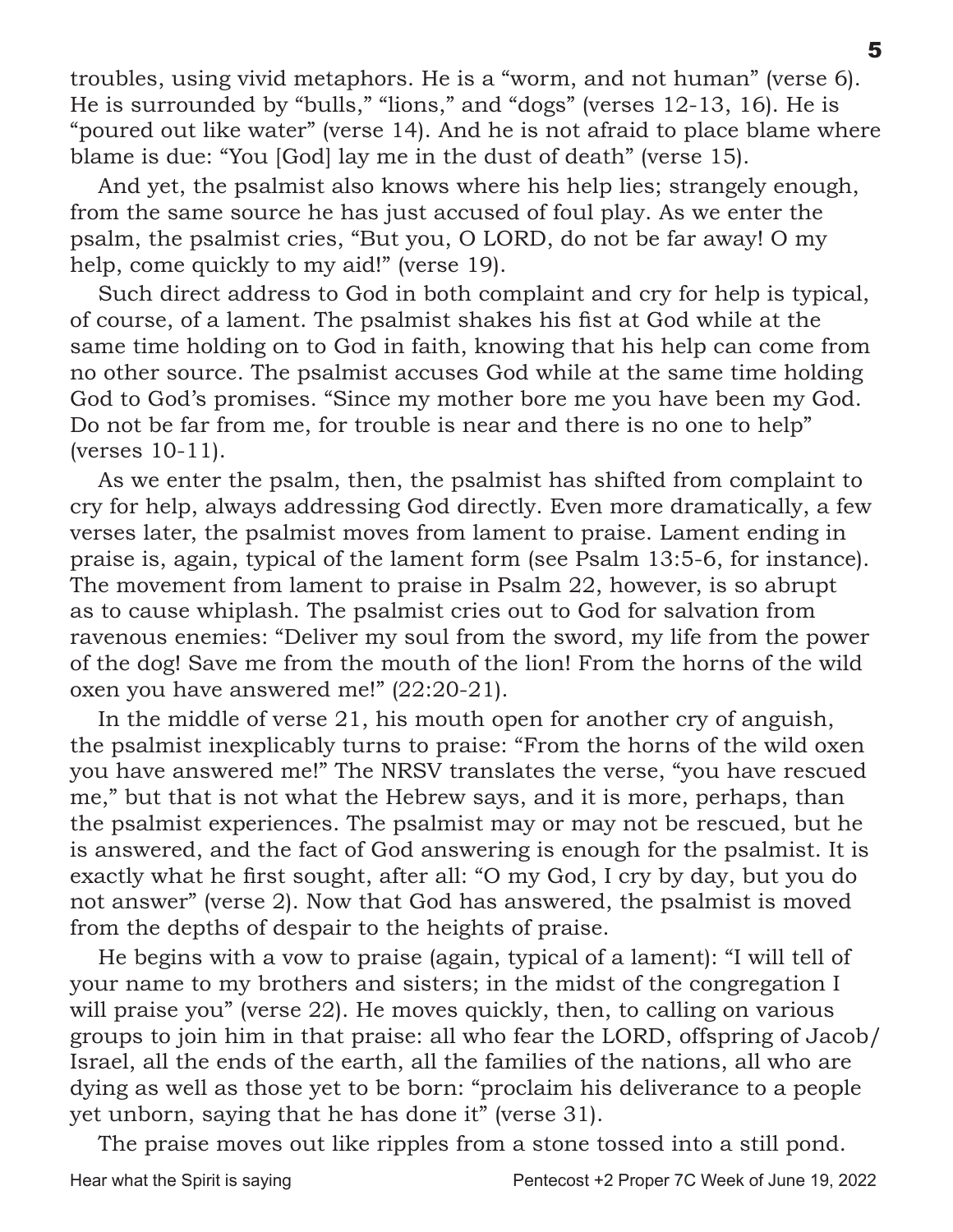troubles, using vivid metaphors. He is a “worm, and not human” (verse 6). He is surrounded by “bulls,” “lions,” and “dogs” (verses 12-13, 16). He is “poured out like water” (verse 14). And he is not afraid to place blame where blame is due: “You [God] lay me in the dust of death” (verse 15).

And yet, the psalmist also knows where his help lies; strangely enough, from the same source he has just accused of foul play. As we enter the psalm, the psalmist cries, “But you, O LORD, do not be far away! O my help, come quickly to my aid!” (verse 19).

Such direct address to God in both complaint and cry for help is typical, of course, of a lament. The psalmist shakes his fist at God while at the same time holding on to God in faith, knowing that his help can come from no other source. The psalmist accuses God while at the same time holding God to God’s promises. “Since my mother bore me you have been my God. Do not be far from me, for trouble is near and there is no one to help” (verses 10-11).

As we enter the psalm, then, the psalmist has shifted from complaint to cry for help, always addressing God directly. Even more dramatically, a few verses later, the psalmist moves from lament to praise. Lament ending in praise is, again, typical of the lament form (see Psalm 13:5-6, for instance). The movement from lament to praise in Psalm 22, however, is so abrupt as to cause whiplash. The psalmist cries out to God for salvation from ravenous enemies: “Deliver my soul from the sword, my life from the power of the dog! Save me from the mouth of the lion! From the horns of the wild oxen you have answered me!” (22:20-21).

In the middle of verse 21, his mouth open for another cry of anguish, the psalmist inexplicably turns to praise: “From the horns of the wild oxen you have answered me!” The NRSV translates the verse, “you have rescued me,” but that is not what the Hebrew says, and it is more, perhaps, than the psalmist experiences. The psalmist may or may not be rescued, but he is answered, and the fact of God answering is enough for the psalmist. It is exactly what he first sought, after all: “O my God, I cry by day, but you do not answer” (verse 2). Now that God has answered, the psalmist is moved from the depths of despair to the heights of praise.

He begins with a vow to praise (again, typical of a lament): “I will tell of your name to my brothers and sisters; in the midst of the congregation I will praise you” (verse 22). He moves quickly, then, to calling on various groups to join him in that praise: all who fear the LORD, offspring of Jacob/Israel, all the ends of the earth, all the families of the nations, all who are dying as well as those yet to be born: “proclaim his deliverance to a people yet unborn, saying that he has done it” (verse 31).

The praise moves out like ripples from a stone tossed into a still pond.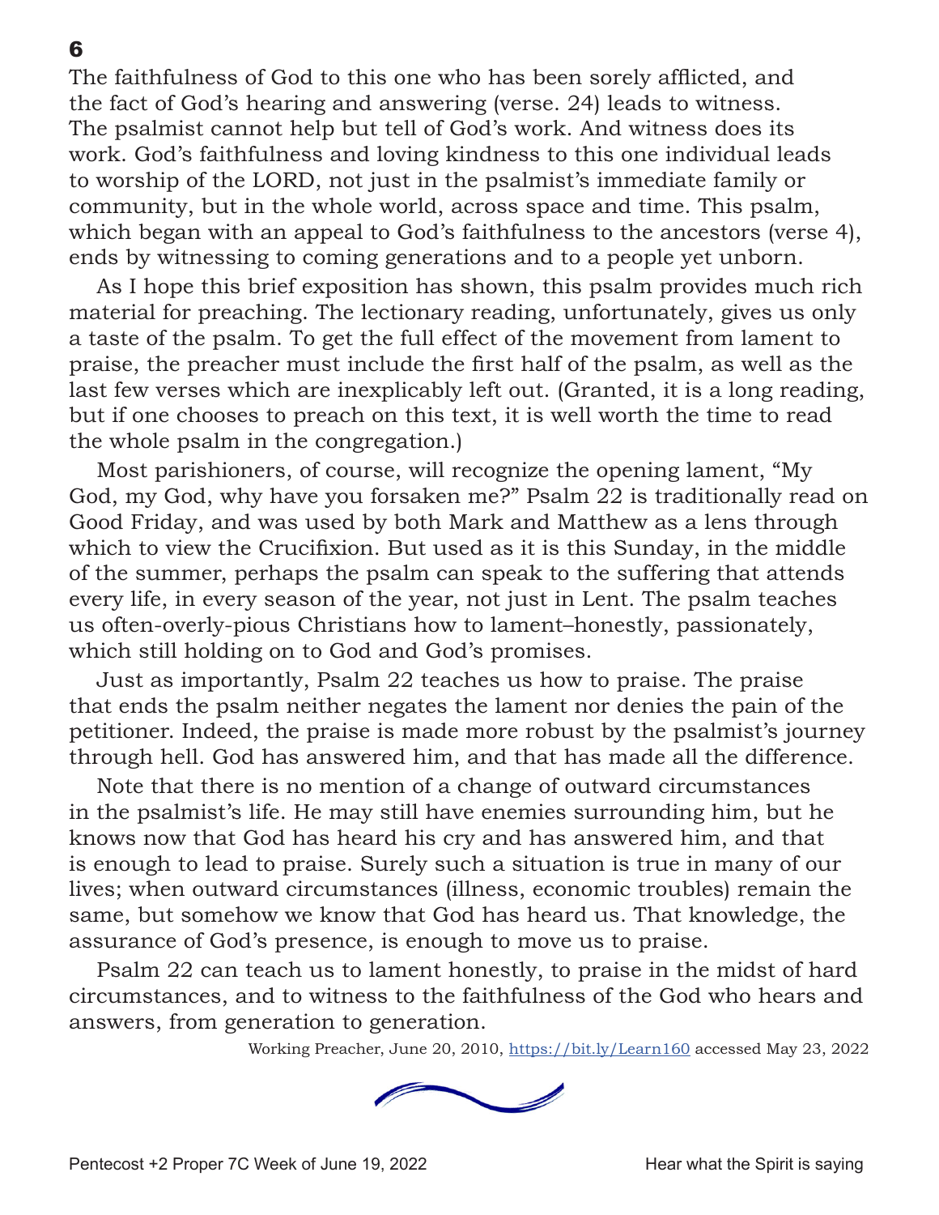The faithfulness of God to this one who has been sorely afflicted, and the fact of God's hearing and answering (verse. 24) leads to witness. The psalmist cannot help but tell of God's work. And witness does its work. God's faithfulness and loving kindness to this one individual leads to worship of the LORD, not just in the psalmist's immediate family or community, but in the whole world, across space and time. This psalm, which began with an appeal to God's faithfulness to the ancestors (verse 4), ends by witnessing to coming generations and to a people yet unborn.

As I hope this brief exposition has shown, this psalm provides much rich material for preaching. The lectionary reading, unfortunately, gives us only a taste of the psalm. To get the full effect of the movement from lament to praise, the preacher must include the first half of the psalm, as well as the last few verses which are inexplicably left out. (Granted, it is a long reading, but if one chooses to preach on this text, it is well worth the time to read the whole psalm in the congregation.)

Most parishioners, of course, will recognize the opening lament, "My God, my God, why have you forsaken me?" Psalm 22 is traditionally read on Good Friday, and was used by both Mark and Matthew as a lens through which to view the Crucifixion. But used as it is this Sunday, in the middle of the summer, perhaps the psalm can speak to the suffering that attends every life, in every season of the year, not just in Lent. The psalm teaches us often-overly-pious Christians how to lament–honestly, passionately, which still holding on to God and God's promises.

Just as importantly, Psalm 22 teaches us how to praise. The praise that ends the psalm neither negates the lament nor denies the pain of the petitioner. Indeed, the praise is made more robust by the psalmist's journey through hell. God has answered him, and that has made all the difference.

Note that there is no mention of a change of outward circumstances in the psalmist's life. He may still have enemies surrounding him, but he knows now that God has heard his cry and has answered him, and that is enough to lead to praise. Surely such a situation is true in many of our lives; when outward circumstances (illness, economic troubles) remain the same, but somehow we know that God has heard us. That knowledge, the assurance of God's presence, is enough to move us to praise.

Psalm 22 can teach us to lament honestly, to praise in the midst of hard circumstances, and to witness to the faithfulness of the God who hears and answers, from generation to generation.

Working Preacher, June 20, 2010, https://bit.ly/Learn160 accessed May 23, 2022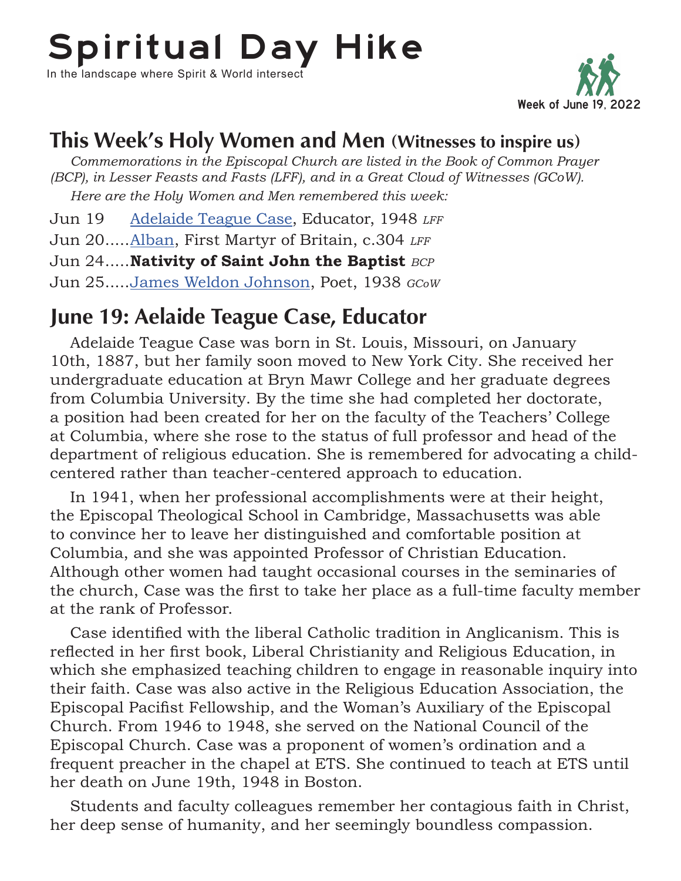# Spiritual Day Hike

In the landscape where Spirit & World intersect

Week of June 19, 2022

## This Week's Holy Women and Men (Witnesses to inspire us)

*Commemorations in the Episcopal Church are listed in the Book of Common Prayer (BCP), in Lesser Feasts and Fasts (LFF), and in a Great Cloud of Witnesses (GCoW).*

*Here are the Holy Women and Men remembered this week:*

Jun 19 Adelaide Teague Case, Educator, 1948 *LFF*

Jun 20.....Alban, First Martyr of Britain, c.304 *LFF*

Jun 24.....**Nativity of Saint John the Baptist** *BCP*

Jun 25.....James Weldon Johnson, Poet, 1938 *GCoW*

## June 19: Aelaide Teague Case, Educator

Adelaide Teague Case was born in St. Louis, Missouri, on January 10th, 1887, but her family soon moved to New York City. She received her undergraduate education at Bryn Mawr College and her graduate degrees from Columbia University. By the time she had completed her doctorate, a position had been created for her on the faculty of the Teachers' College at Columbia, where she rose to the status of full professor and head of the department of religious education. She is remembered for advocating a child-centered rather than teacher-centered approach to education.

In 1941, when her professional accomplishments were at their height, the Episcopal Theological School in Cambridge, Massachusetts was able to convince her to leave her distinguished and comfortable position at Columbia, and she was appointed Professor of Christian Education. Although other women had taught occasional courses in the seminaries of the church, Case was the first to take her place as a full-time faculty member at the rank of Professor.

Case identified with the liberal Catholic tradition in Anglicanism. This is reflected in her first book, Liberal Christianity and Religious Education, in which she emphasized teaching children to engage in reasonable inquiry into their faith. Case was also active in the Religious Education Association, the Episcopal Pacifist Fellowship, and the Woman's Auxiliary of the Episcopal Church. From 1946 to 1948, she served on the National Council of the Episcopal Church. Case was a proponent of women's ordination and a frequent preacher in the chapel at ETS. She continued to teach at ETS until her death on June 19th, 1948 in Boston.

Students and faculty colleagues remember her contagious faith in Christ, her deep sense of humanity, and her seemingly boundless compassion.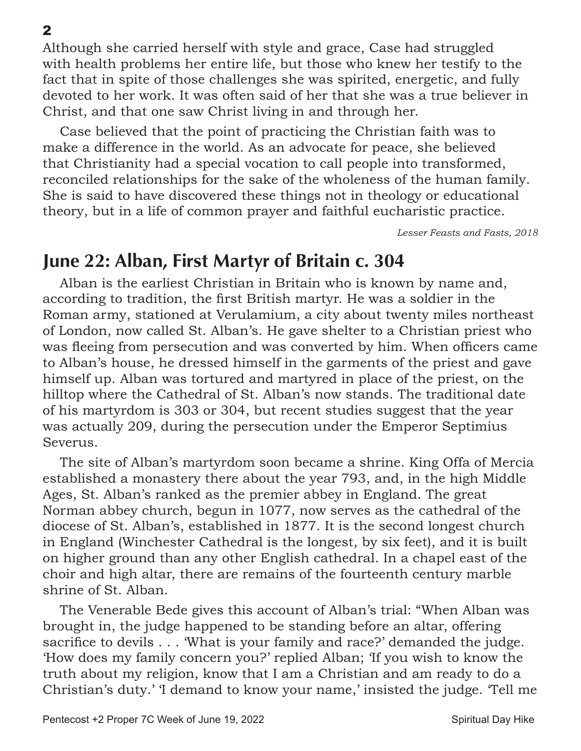Although she carried herself with style and grace, Case had struggled with health problems her entire life, but those who knew her testify to the fact that in spite of those challenges she was spirited, energetic, and fully devoted to her work. It was often said of her that she was a true believer in Christ, and that one saw Christ living in and through her.

Case believed that the point of practicing the Christian faith was to make a difference in the world. As an advocate for peace, she believed that Christianity had a special vocation to call people into transformed, reconciled relationships for the sake of the wholeness of the human family. She is said to have discovered these things not in theology or educational theory, but in a life of common prayer and faithful eucharistic practice.

*Lesser Feasts and Fasts, 2018*

## June 22: Alban, First Martyr of Britain c. 304

Alban is the earliest Christian in Britain who is known by name and, according to tradition, the first British martyr. He was a soldier in the Roman army, stationed at Verulamium, a city about twenty miles northeast of London, now called St. Alban's. He gave shelter to a Christian priest who was fleeing from persecution and was converted by him. When officers came to Alban's house, he dressed himself in the garments of the priest and gave himself up. Alban was tortured and martyred in place of the priest, on the hilltop where the Cathedral of St. Alban's now stands. The traditional date of his martyrdom is 303 or 304, but recent studies suggest that the year was actually 209, during the persecution under the Emperor Septimius Severus.

The site of Alban's martyrdom soon became a shrine. King Offa of Mercia established a monastery there about the year 793, and, in the high Middle Ages, St. Alban's ranked as the premier abbey in England. The great Norman abbey church, begun in 1077, now serves as the cathedral of the diocese of St. Alban's, established in 1877. It is the second longest church in England (Winchester Cathedral is the longest, by six feet), and it is built on higher ground than any other English cathedral. In a chapel east of the choir and high altar, there are remains of the fourteenth century marble shrine of St. Alban.

The Venerable Bede gives this account of Alban's trial: "When Alban was brought in, the judge happened to be standing before an altar, offering sacrifice to devils . . . 'What is your family and race?' demanded the judge. 'How does my family concern you?' replied Alban; 'If you wish to know the truth about my religion, know that I am a Christian and am ready to do a Christian's duty.' 'I demand to know your name,' insisted the judge. 'Tell me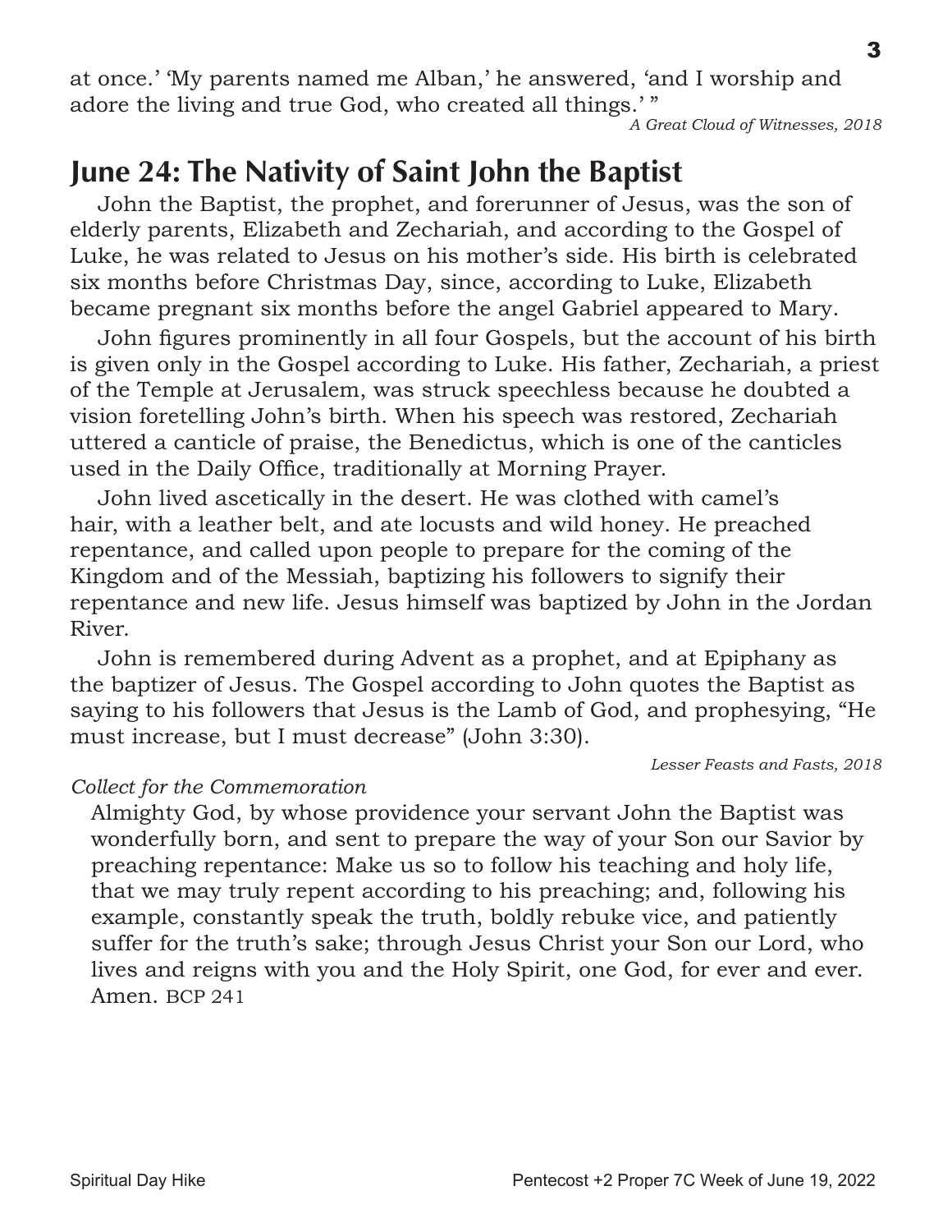at once.' 'My parents named me Alban,' he answered, 'and I worship and adore the living and true God, who created all things.' "

*A Great Cloud of Witnesses, 2018*

## June 24: The Nativity of Saint John the Baptist

John the Baptist, the prophet, and forerunner of Jesus, was the son of elderly parents, Elizabeth and Zechariah, and according to the Gospel of Luke, he was related to Jesus on his mother's side. His birth is celebrated six months before Christmas Day, since, according to Luke, Elizabeth became pregnant six months before the angel Gabriel appeared to Mary.

John figures prominently in all four Gospels, but the account of his birth is given only in the Gospel according to Luke. His father, Zechariah, a priest of the Temple at Jerusalem, was struck speechless because he doubted a vision foretelling John's birth. When his speech was restored, Zechariah uttered a canticle of praise, the Benedictus, which is one of the canticles used in the Daily Office, traditionally at Morning Prayer.

John lived ascetically in the desert. He was clothed with camel's hair, with a leather belt, and ate locusts and wild honey. He preached repentance, and called upon people to prepare for the coming of the Kingdom and of the Messiah, baptizing his followers to signify their repentance and new life. Jesus himself was baptized by John in the Jordan River.

John is remembered during Advent as a prophet, and at Epiphany as the baptizer of Jesus. The Gospel according to John quotes the Baptist as saying to his followers that Jesus is the Lamb of God, and prophesying, "He must increase, but I must decrease" (John 3:30).

*Lesser Feasts and Fasts, 2018*

*Collect for the Commemoration*

Almighty God, by whose providence your servant John the Baptist was wonderfully born, and sent to prepare the way of your Son our Savior by preaching repentance: Make us so to follow his teaching and holy life, that we may truly repent according to his preaching; and, following his example, constantly speak the truth, boldly rebuke vice, and patiently suffer for the truth's sake; through Jesus Christ your Son our Lord, who lives and reigns with you and the Holy Spirit, one God, for ever and ever. Amen. BCP 241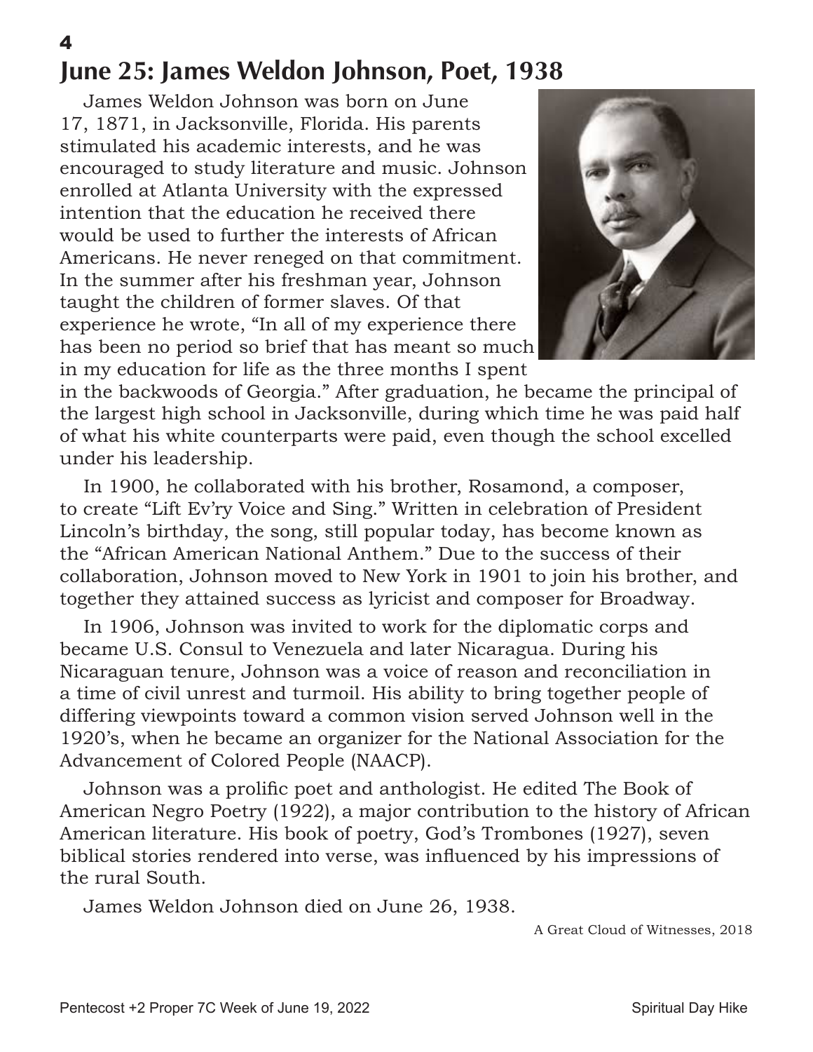**4**

## June 25: James Weldon Johnson, Poet, 1938

James Weldon Johnson was born on June 17, 1871, in Jacksonville, Florida. His parents stimulated his academic interests, and he was encouraged to study literature and music. Johnson enrolled at Atlanta University with the expressed intention that the education he received there would be used to further the interests of African Americans. He never reneged on that commitment. In the summer after his freshman year, Johnson taught the children of former slaves. Of that experience he wrote, "In all of my experience there has been no period so brief that has meant so much in my education for life as the three months I spent in the backwoods of Georgia." After graduation, he became the principal of the largest high school in Jacksonville, during which time he was paid half of what his white counterparts were paid, even though the school excelled under his leadership.

In 1900, he collaborated with his brother, Rosamond, a composer, to create "Lift Ev'ry Voice and Sing." Written in celebration of President Lincoln's birthday, the song, still popular today, has become known as the "African American National Anthem." Due to the success of their collaboration, Johnson moved to New York in 1901 to join his brother, and together they attained success as lyricist and composer for Broadway.

In 1906, Johnson was invited to work for the diplomatic corps and became U.S. Consul to Venezuela and later Nicaragua. During his Nicaraguan tenure, Johnson was a voice of reason and reconciliation in a time of civil unrest and turmoil. His ability to bring together people of differing viewpoints toward a common vision served Johnson well in the 1920's, when he became an organizer for the National Association for the Advancement of Colored People (NAACP).

Johnson was a prolific poet and anthologist. He edited The Book of American Negro Poetry (1922), a major contribution to the history of African American literature. His book of poetry, God's Trombones (1927), seven biblical stories rendered into verse, was influenced by his impressions of the rural South.

James Weldon Johnson died on June 26, 1938.

A Great Cloud of Witnesses, 2018